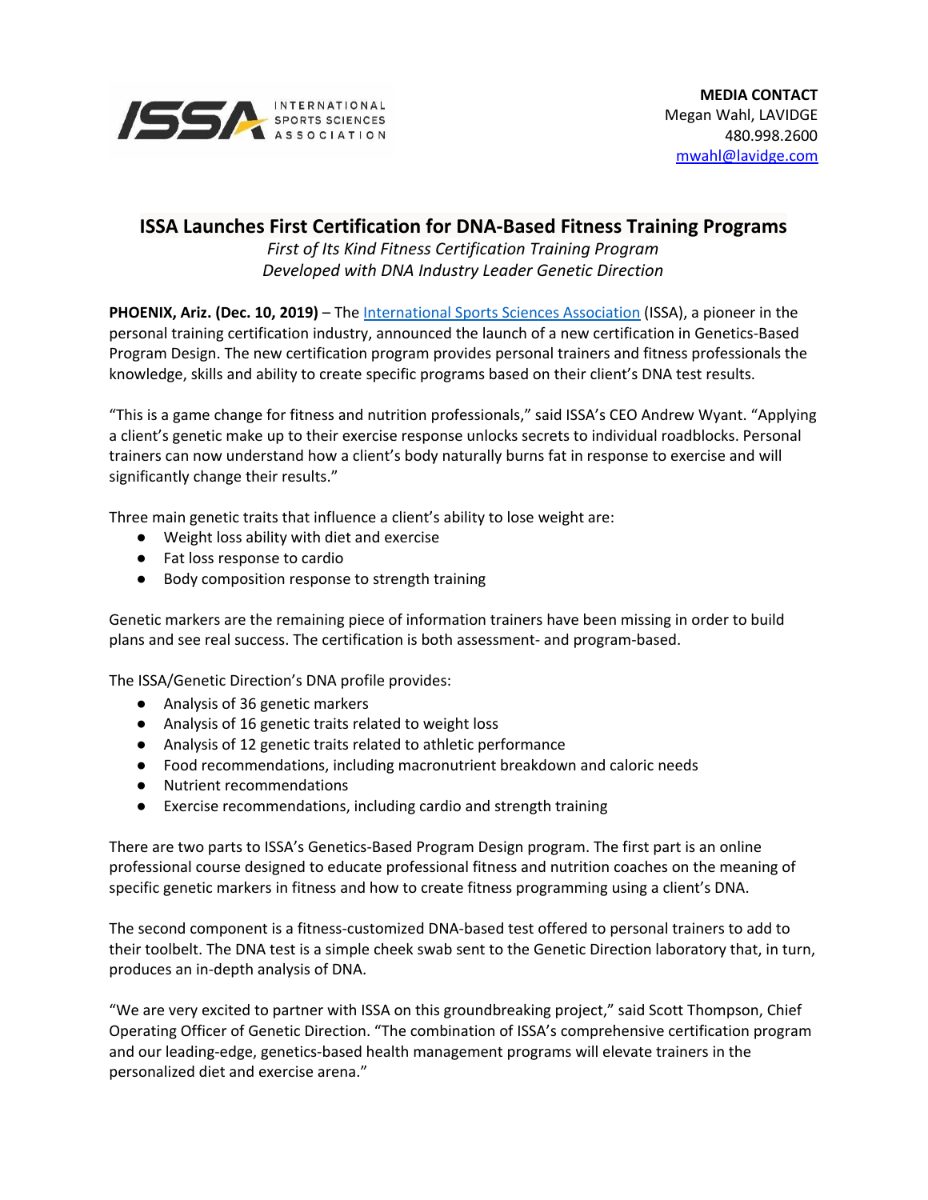ISSA INTERNATIONAL SPORTS SCIENCES ASSOCIATION

**MEDIA CONTACT**
Megan Wahl, LAVIDGE
480.998.2600
mwahl@lavidge.com

# ISSA Launches First Certification for DNA-Based Fitness Training Programs

*First of Its Kind Fitness Certification Training Program*
*Developed with DNA Industry Leader Genetic Direction*

**PHOENIX, Ariz. (Dec. 10, 2019)** – The International Sports Sciences Association (ISSA), a pioneer in the personal training certification industry, announced the launch of a new certification in Genetics-Based Program Design. The new certification program provides personal trainers and fitness professionals the knowledge, skills and ability to create specific programs based on their client's DNA test results.

"This is a game change for fitness and nutrition professionals," said ISSA's CEO Andrew Wyant. "Applying a client's genetic make up to their exercise response unlocks secrets to individual roadblocks. Personal trainers can now understand how a client's body naturally burns fat in response to exercise and will significantly change their results."

Three main genetic traits that influence a client's ability to lose weight are:

- Weight loss ability with diet and exercise
- Fat loss response to cardio
- Body composition response to strength training

Genetic markers are the remaining piece of information trainers have been missing in order to build plans and see real success. The certification is both assessment- and program-based.

The ISSA/Genetic Direction's DNA profile provides:

- Analysis of 36 genetic markers
- Analysis of 16 genetic traits related to weight loss
- Analysis of 12 genetic traits related to athletic performance
- Food recommendations, including macronutrient breakdown and caloric needs
- Nutrient recommendations
- Exercise recommendations, including cardio and strength training

There are two parts to ISSA's Genetics-Based Program Design program. The first part is an online professional course designed to educate professional fitness and nutrition coaches on the meaning of specific genetic markers in fitness and how to create fitness programming using a client's DNA.

The second component is a fitness-customized DNA-based test offered to personal trainers to add to their toolbelt. The DNA test is a simple cheek swab sent to the Genetic Direction laboratory that, in turn, produces an in-depth analysis of DNA.

"We are very excited to partner with ISSA on this groundbreaking project," said Scott Thompson, Chief Operating Officer of Genetic Direction. "The combination of ISSA's comprehensive certification program and our leading-edge, genetics-based health management programs will elevate trainers in the personalized diet and exercise arena."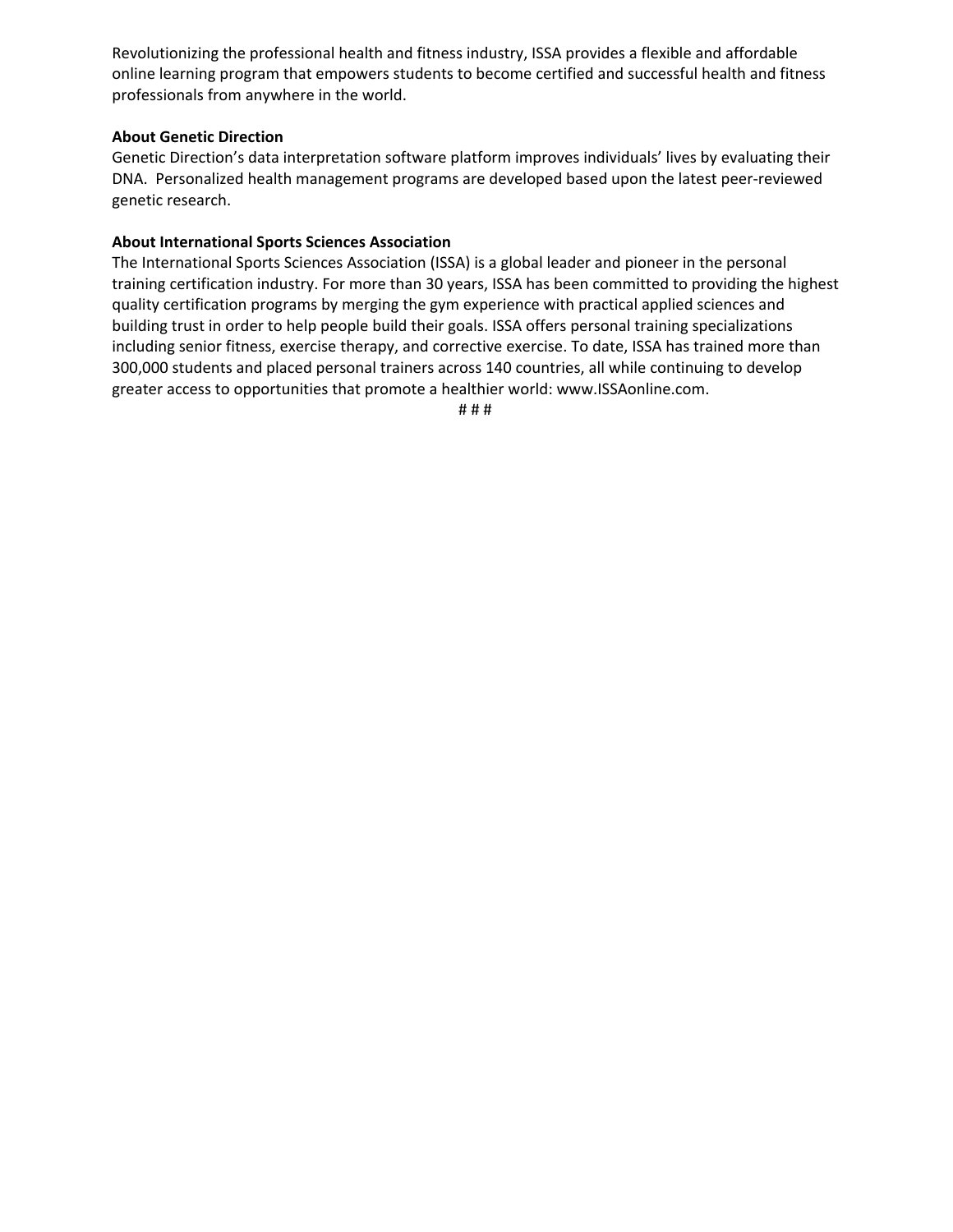Revolutionizing the professional health and fitness industry, ISSA provides a flexible and affordable online learning program that empowers students to become certified and successful health and fitness professionals from anywhere in the world.

**About Genetic Direction**

Genetic Direction's data interpretation software platform improves individuals' lives by evaluating their DNA. Personalized health management programs are developed based upon the latest peer-reviewed genetic research.

**About International Sports Sciences Association**

The International Sports Sciences Association (ISSA) is a global leader and pioneer in the personal training certification industry. For more than 30 years, ISSA has been committed to providing the highest quality certification programs by merging the gym experience with practical applied sciences and building trust in order to help people build their goals. ISSA offers personal training specializations including senior fitness, exercise therapy, and corrective exercise. To date, ISSA has trained more than 300,000 students and placed personal trainers across 140 countries, all while continuing to develop greater access to opportunities that promote a healthier world: www.ISSAonline.com.

# # #